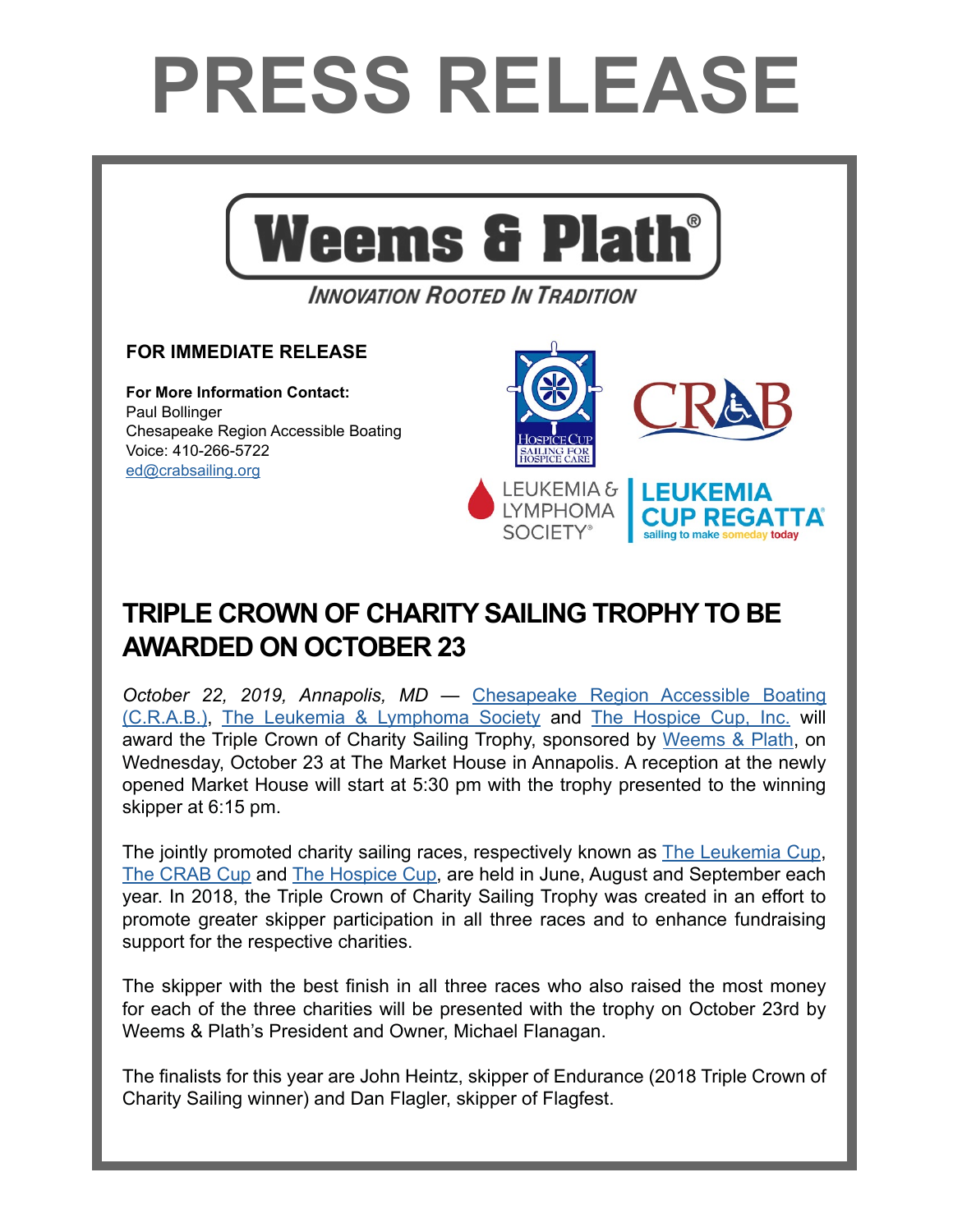# PRESS RELEASE

Weems & Plath®

*INNOVATION ROOTED IN TRADITION*

**FOR IMMEDIATE RELEASE**

**For More Information Contact:**
Paul Bollinger
Chesapeake Region Accessible Boating
Voice: 410-266-5722
ed@crabsailing.org

## TRIPLE CROWN OF CHARITY SAILING TROPHY TO BE AWARDED ON OCTOBER 23

*October 22, 2019, Annapolis, MD* — Chesapeake Region Accessible Boating (C.R.A.B.), The Leukemia & Lymphoma Society and The Hospice Cup, Inc. will award the Triple Crown of Charity Sailing Trophy, sponsored by Weems & Plath, on Wednesday, October 23 at The Market House in Annapolis. A reception at the newly opened Market House will start at 5:30 pm with the trophy presented to the winning skipper at 6:15 pm.

The jointly promoted charity sailing races, respectively known as The Leukemia Cup, The CRAB Cup and The Hospice Cup, are held in June, August and September each year. In 2018, the Triple Crown of Charity Sailing Trophy was created in an effort to promote greater skipper participation in all three races and to enhance fundraising support for the respective charities.

The skipper with the best finish in all three races who also raised the most money for each of the three charities will be presented with the trophy on October 23rd by Weems & Plath's President and Owner, Michael Flanagan.

The finalists for this year are John Heintz, skipper of Endurance (2018 Triple Crown of Charity Sailing winner) and Dan Flagler, skipper of Flagfest.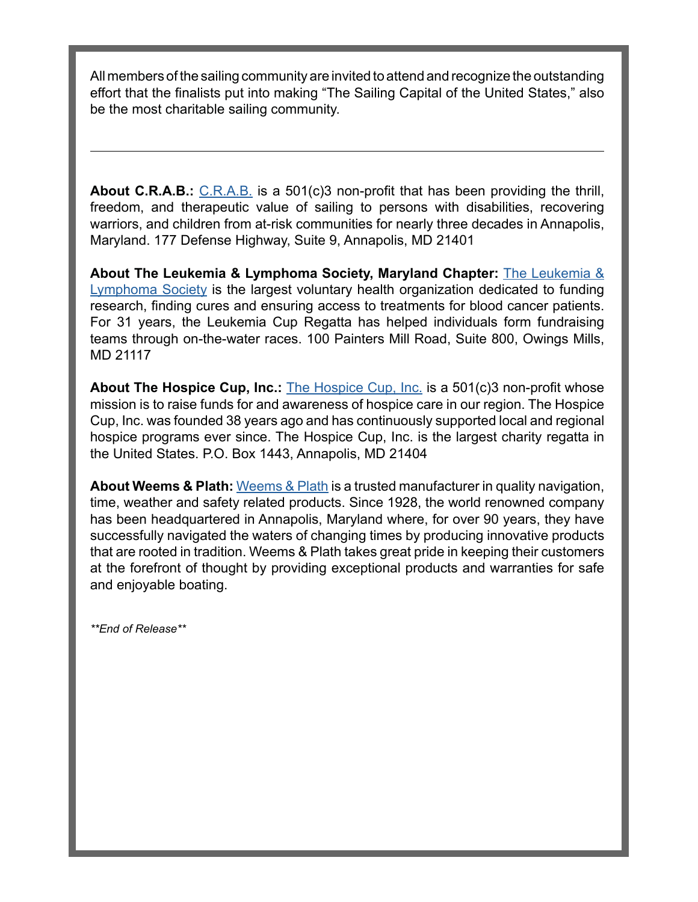All members of the sailing community are invited to attend and recognize the outstanding effort that the finalists put into making “The Sailing Capital of the United States,” also be the most charitable sailing community.

---

**About C.R.A.B.:** C.R.A.B. is a 501(c)3 non-profit that has been providing the thrill, freedom, and therapeutic value of sailing to persons with disabilities, recovering warriors, and children from at-risk communities for nearly three decades in Annapolis, Maryland. 177 Defense Highway, Suite 9, Annapolis, MD 21401

**About The Leukemia & Lymphoma Society, Maryland Chapter:** The Leukemia & Lymphoma Society is the largest voluntary health organization dedicated to funding research, finding cures and ensuring access to treatments for blood cancer patients. For 31 years, the Leukemia Cup Regatta has helped individuals form fundraising teams through on-the-water races. 100 Painters Mill Road, Suite 800, Owings Mills, MD 21117

**About The Hospice Cup, Inc.:** The Hospice Cup, Inc. is a 501(c)3 non-profit whose mission is to raise funds for and awareness of hospice care in our region. The Hospice Cup, Inc. was founded 38 years ago and has continuously supported local and regional hospice programs ever since. The Hospice Cup, Inc. is the largest charity regatta in the United States. P.O. Box 1443, Annapolis, MD 21404

**About Weems & Plath:** Weems & Plath is a trusted manufacturer in quality navigation, time, weather and safety related products. Since 1928, the world renowned company has been headquartered in Annapolis, Maryland where, for over 90 years, they have successfully navigated the waters of changing times by producing innovative products that are rooted in tradition. Weems & Plath takes great pride in keeping their customers at the forefront of thought by providing exceptional products and warranties for safe and enjoyable boating.

***End of Release***